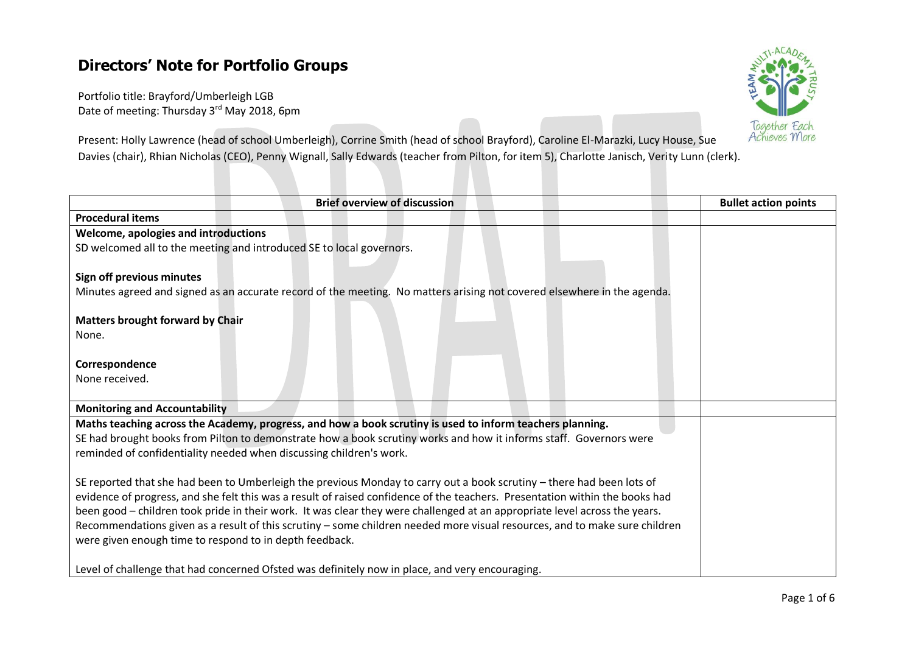# Directors' Note for Portfolio Groups

Portfolio title: Brayford/Umberleigh LGB
Date of meeting: Thursday 3rd May 2018, 6pm

Present: Holly Lawrence (head of school Umberleigh), Corrine Smith (head of school Brayford), Caroline El-Marazki, Lucy House, Sue Davies (chair), Rhian Nicholas (CEO), Penny Wignall, Sally Edwards (teacher from Pilton, for item 5), Charlotte Janisch, Verity Lunn (clerk).

| Brief overview of discussion | Bullet action points |
|---|---|
| **Procedural items** | |
| **Welcome, apologies and introductions**<br>SD welcomed all to the meeting and introduced SE to local governors.<br><br>**Sign off previous minutes**<br>Minutes agreed and signed as an accurate record of the meeting. No matters arising not covered elsewhere in the agenda.<br><br>**Matters brought forward by Chair**<br>None.<br><br>**Correspondence**<br>None received. | |
| **Monitoring and Accountability** | |
| **Maths teaching across the Academy, progress, and how a book scrutiny is used to inform teachers planning.**<br>SE had brought books from Pilton to demonstrate how a book scrutiny works and how it informs staff. Governors were reminded of confidentiality needed when discussing children's work.<br><br>SE reported that she had been to Umberleigh the previous Monday to carry out a book scrutiny – there had been lots of evidence of progress, and she felt this was a result of raised confidence of the teachers. Presentation within the books had been good – children took pride in their work. It was clear they were challenged at an appropriate level across the years. Recommendations given as a result of this scrutiny – some children needed more visual resources, and to make sure children were given enough time to respond to in depth feedback.<br><br>Level of challenge that had concerned Ofsted was definitely now in place, and very encouraging. | |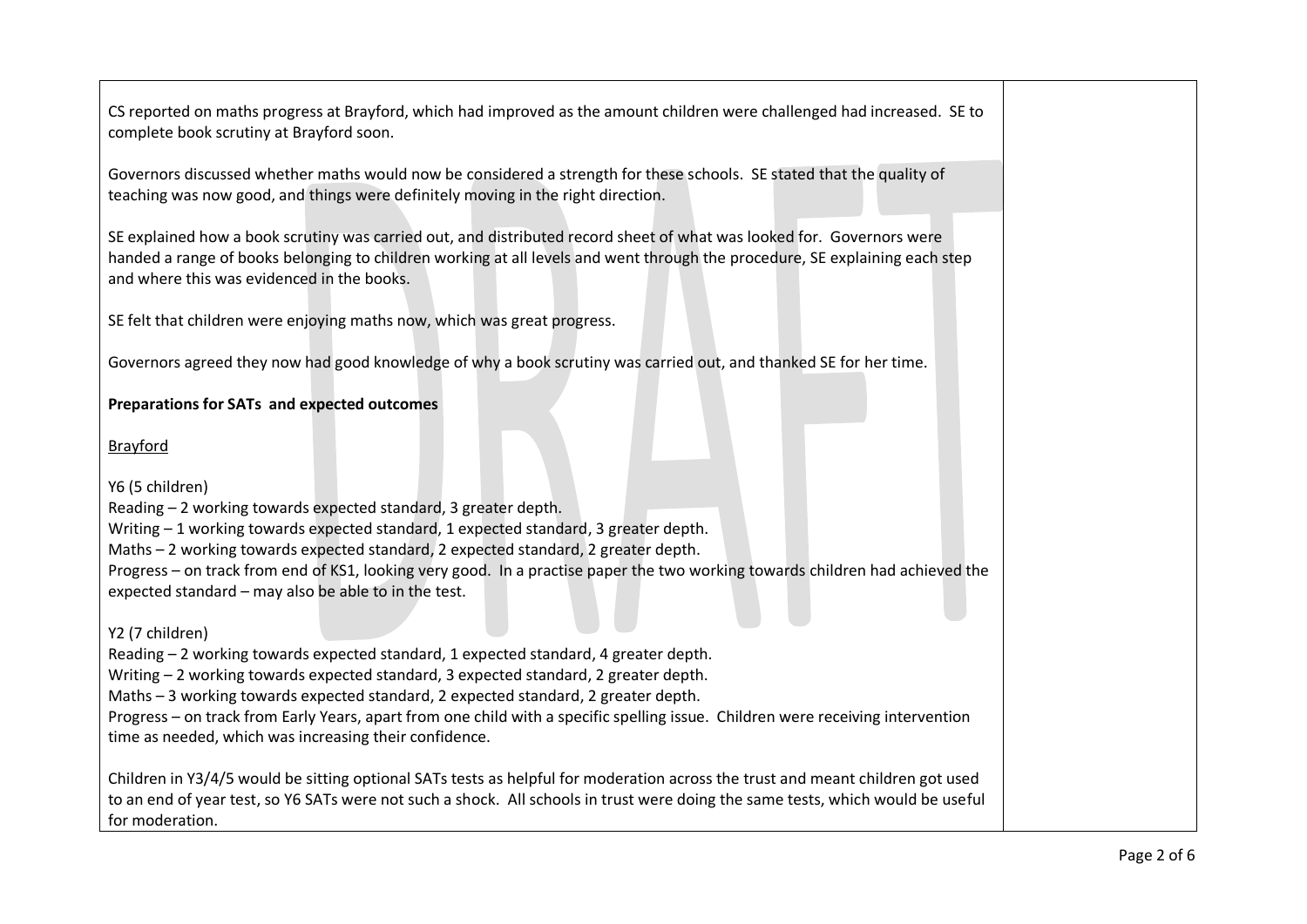CS reported on maths progress at Brayford, which had improved as the amount children were challenged had increased. SE to complete book scrutiny at Brayford soon.

Governors discussed whether maths would now be considered a strength for these schools. SE stated that the quality of teaching was now good, and things were definitely moving in the right direction.

SE explained how a book scrutiny was carried out, and distributed record sheet of what was looked for. Governors were handed a range of books belonging to children working at all levels and went through the procedure, SE explaining each step and where this was evidenced in the books.

SE felt that children were enjoying maths now, which was great progress.

Governors agreed they now had good knowledge of why a book scrutiny was carried out, and thanked SE for her time.

**Preparations for SATs and expected outcomes**

Brayford

Y6 (5 children)
Reading – 2 working towards expected standard, 3 greater depth.
Writing – 1 working towards expected standard, 1 expected standard, 3 greater depth.
Maths – 2 working towards expected standard, 2 expected standard, 2 greater depth.
Progress – on track from end of KS1, looking very good. In a practise paper the two working towards children had achieved the expected standard – may also be able to in the test.

Y2 (7 children)
Reading – 2 working towards expected standard, 1 expected standard, 4 greater depth.
Writing – 2 working towards expected standard, 3 expected standard, 2 greater depth.
Maths – 3 working towards expected standard, 2 expected standard, 2 greater depth.
Progress – on track from Early Years, apart from one child with a specific spelling issue. Children were receiving intervention time as needed, which was increasing their confidence.

Children in Y3/4/5 would be sitting optional SATs tests as helpful for moderation across the trust and meant children got used to an end of year test, so Y6 SATs were not such a shock. All schools in trust were doing the same tests, which would be useful for moderation.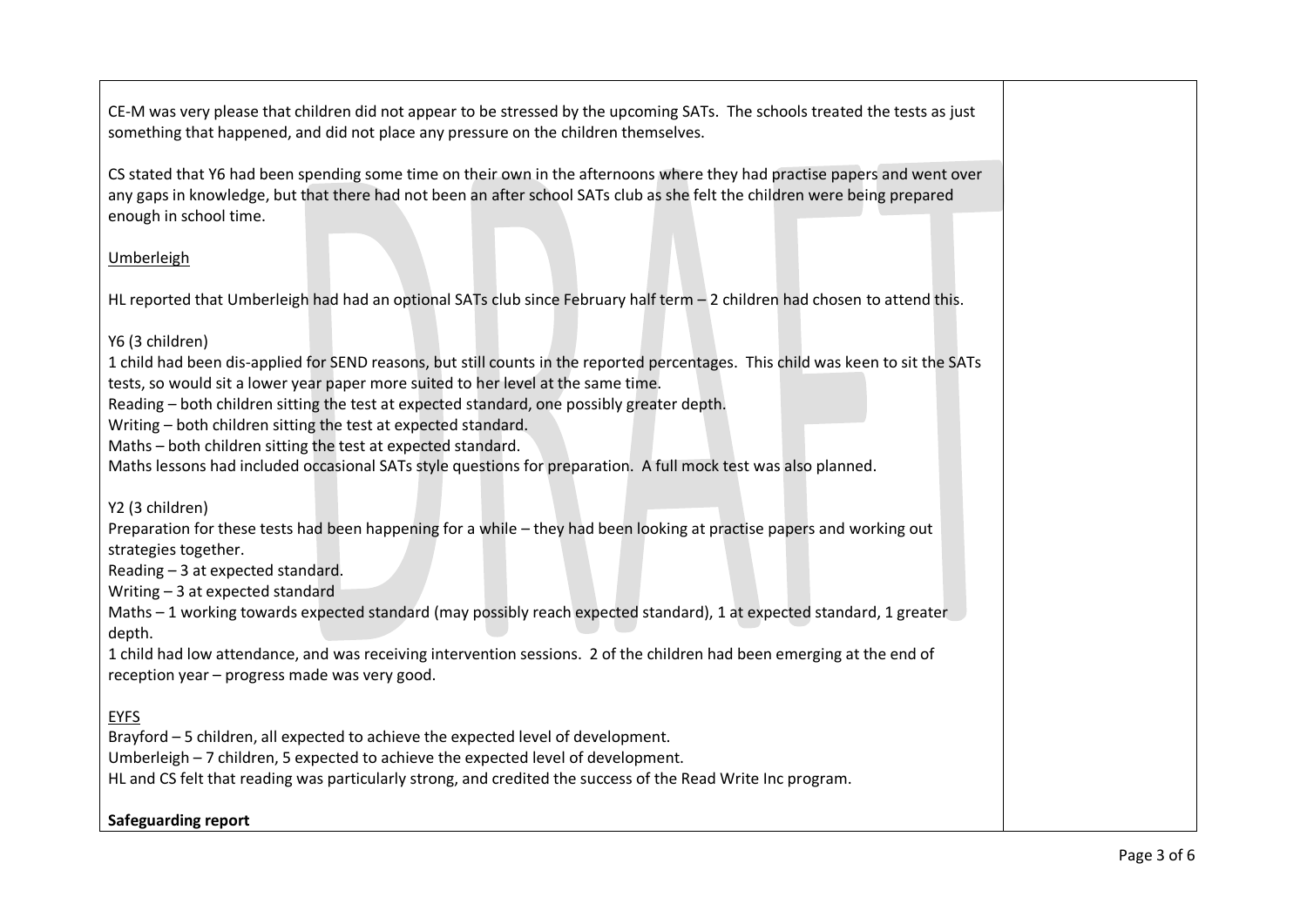CE-M was very please that children did not appear to be stressed by the upcoming SATs. The schools treated the tests as just something that happened, and did not place any pressure on the children themselves.

CS stated that Y6 had been spending some time on their own in the afternoons where they had practise papers and went over any gaps in knowledge, but that there had not been an after school SATs club as she felt the children were being prepared enough in school time.

Umberleigh

HL reported that Umberleigh had had an optional SATs club since February half term – 2 children had chosen to attend this.

Y6 (3 children)
1 child had been dis-applied for SEND reasons, but still counts in the reported percentages. This child was keen to sit the SATs tests, so would sit a lower year paper more suited to her level at the same time.
Reading – both children sitting the test at expected standard, one possibly greater depth.
Writing – both children sitting the test at expected standard.
Maths – both children sitting the test at expected standard.
Maths lessons had included occasional SATs style questions for preparation. A full mock test was also planned.

Y2 (3 children)
Preparation for these tests had been happening for a while – they had been looking at practise papers and working out strategies together.
Reading – 3 at expected standard.
Writing – 3 at expected standard
Maths – 1 working towards expected standard (may possibly reach expected standard), 1 at expected standard, 1 greater depth.
1 child had low attendance, and was receiving intervention sessions. 2 of the children had been emerging at the end of reception year – progress made was very good.

EYFS
Brayford – 5 children, all expected to achieve the expected level of development.
Umberleigh – 7 children, 5 expected to achieve the expected level of development.
HL and CS felt that reading was particularly strong, and credited the success of the Read Write Inc program.

**Safeguarding report**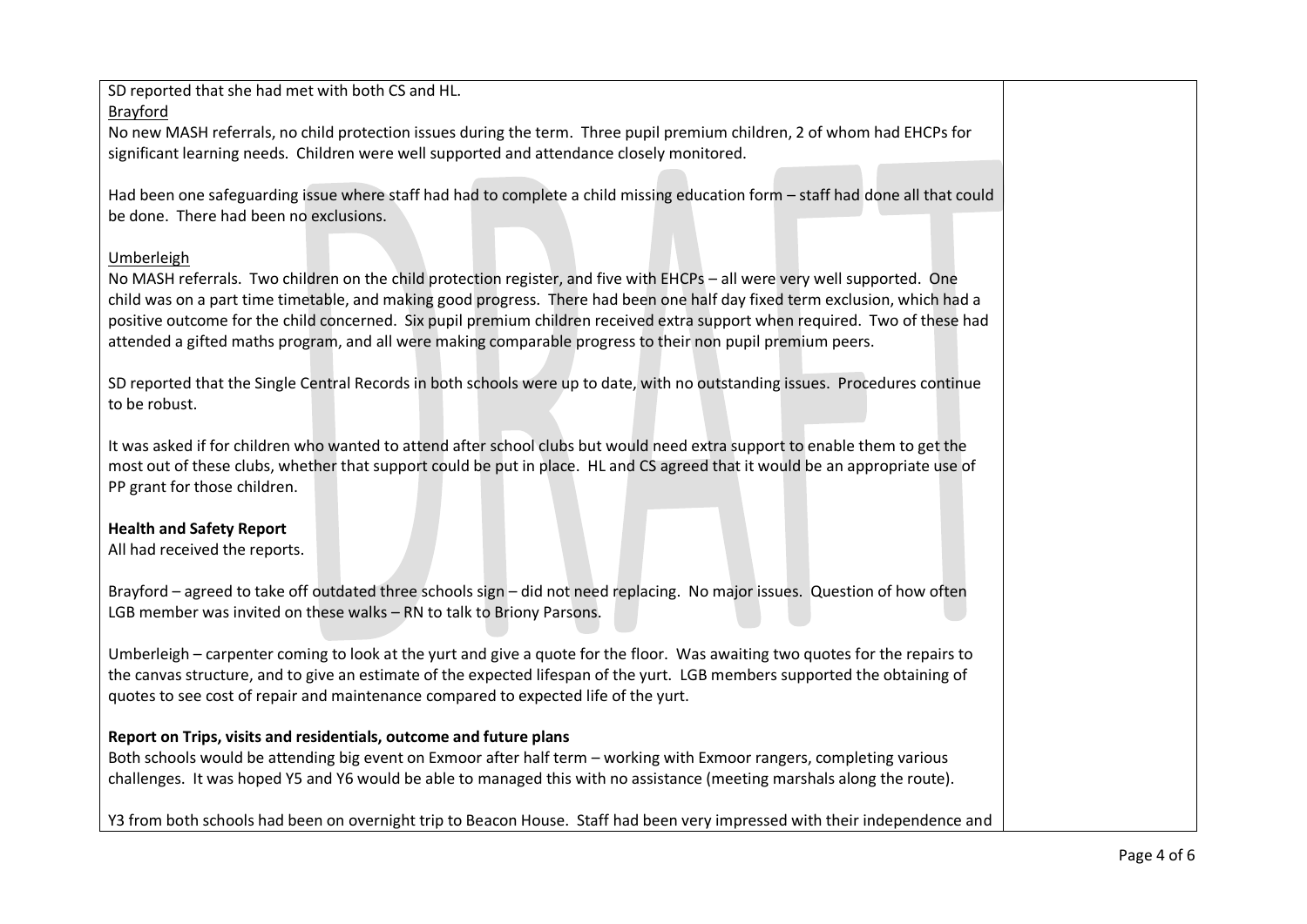SD reported that she had met with both CS and HL.

Brayford

No new MASH referrals, no child protection issues during the term. Three pupil premium children, 2 of whom had EHCPs for significant learning needs. Children were well supported and attendance closely monitored.

Had been one safeguarding issue where staff had had to complete a child missing education form – staff had done all that could be done. There had been no exclusions.

Umberleigh

No MASH referrals. Two children on the child protection register, and five with EHCPs – all were very well supported. One child was on a part time timetable, and making good progress. There had been one half day fixed term exclusion, which had a positive outcome for the child concerned. Six pupil premium children received extra support when required. Two of these had attended a gifted maths program, and all were making comparable progress to their non pupil premium peers.

SD reported that the Single Central Records in both schools were up to date, with no outstanding issues. Procedures continue to be robust.

It was asked if for children who wanted to attend after school clubs but would need extra support to enable them to get the most out of these clubs, whether that support could be put in place. HL and CS agreed that it would be an appropriate use of PP grant for those children.

**Health and Safety Report**

All had received the reports.

Brayford – agreed to take off outdated three schools sign – did not need replacing. No major issues. Question of how often LGB member was invited on these walks – RN to talk to Briony Parsons.

Umberleigh – carpenter coming to look at the yurt and give a quote for the floor. Was awaiting two quotes for the repairs to the canvas structure, and to give an estimate of the expected lifespan of the yurt. LGB members supported the obtaining of quotes to see cost of repair and maintenance compared to expected life of the yurt.

**Report on Trips, visits and residentials, outcome and future plans**

Both schools would be attending big event on Exmoor after half term – working with Exmoor rangers, completing various challenges. It was hoped Y5 and Y6 would be able to managed this with no assistance (meeting marshals along the route).

Y3 from both schools had been on overnight trip to Beacon House. Staff had been very impressed with their independence and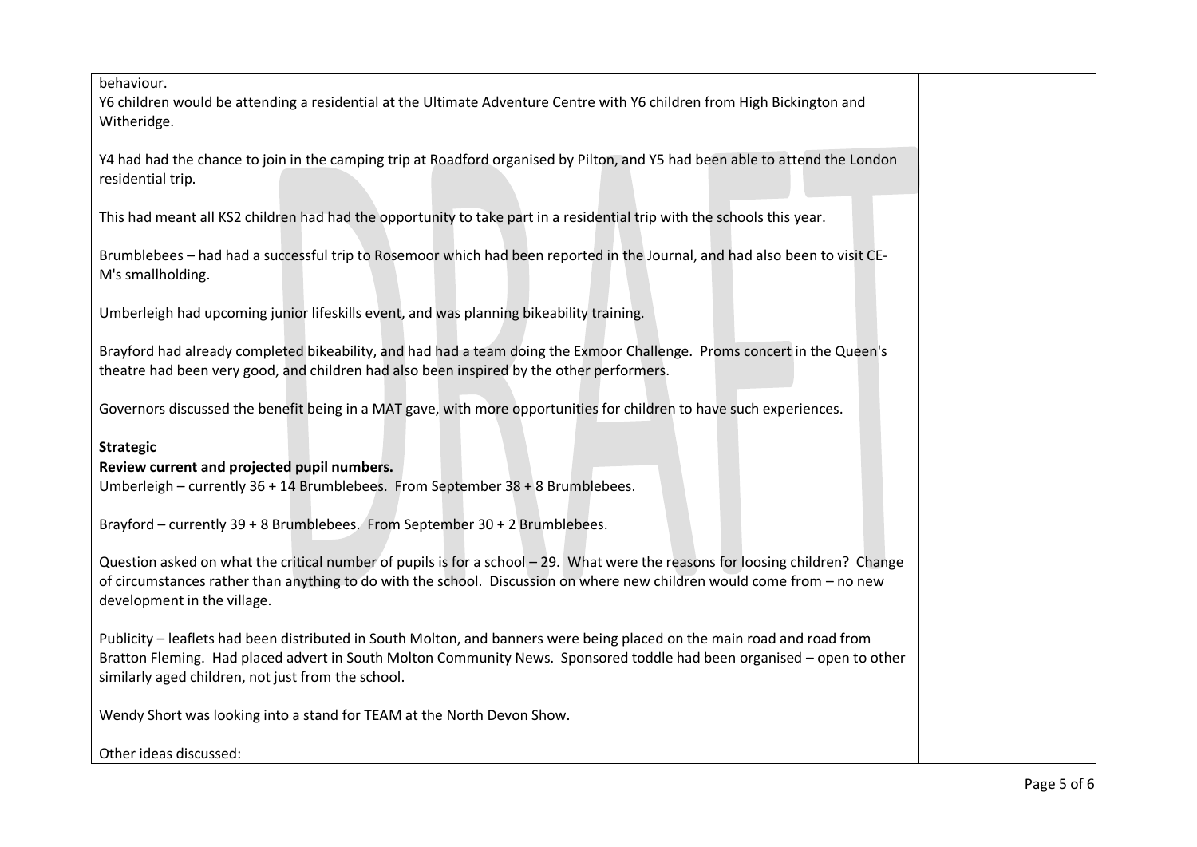behaviour.
Y6 children would be attending a residential at the Ultimate Adventure Centre with Y6 children from High Bickington and Witheridge.

Y4 had had the chance to join in the camping trip at Roadford organised by Pilton, and Y5 had been able to attend the London residential trip.

This had meant all KS2 children had had the opportunity to take part in a residential trip with the schools this year.

Brumblebees – had had a successful trip to Rosemoor which had been reported in the Journal, and had also been to visit CE-M's smallholding.

Umberleigh had upcoming junior lifeskills event, and was planning bikeability training.

Brayford had already completed bikeability, and had had a team doing the Exmoor Challenge. Proms concert in the Queen's theatre had been very good, and children had also been inspired by the other performers.

Governors discussed the benefit being in a MAT gave, with more opportunities for children to have such experiences.

**Strategic**

**Review current and projected pupil numbers.**
Umberleigh – currently 36 + 14 Brumblebees. From September 38 + 8 Brumblebees.

Brayford – currently 39 + 8 Brumblebees. From September 30 + 2 Brumblebees.

Question asked on what the critical number of pupils is for a school – 29. What were the reasons for loosing children? Change of circumstances rather than anything to do with the school. Discussion on where new children would come from – no new development in the village.

Publicity – leaflets had been distributed in South Molton, and banners were being placed on the main road and road from Bratton Fleming. Had placed advert in South Molton Community News. Sponsored toddle had been organised – open to other similarly aged children, not just from the school.

Wendy Short was looking into a stand for TEAM at the North Devon Show.

Other ideas discussed: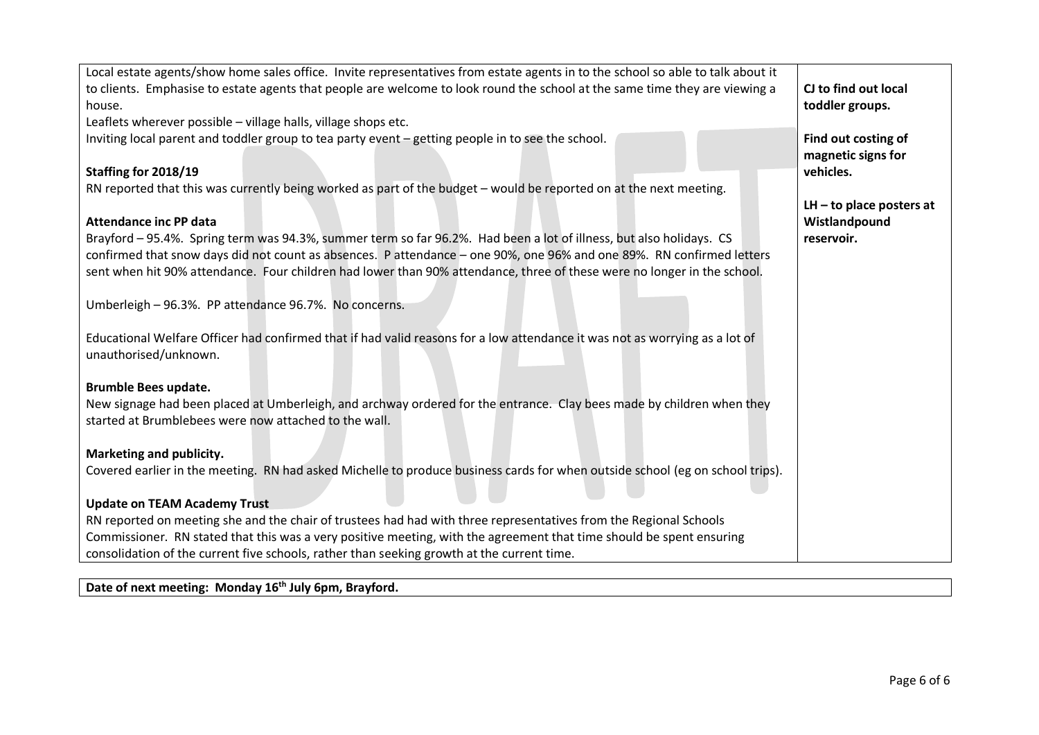| | |
|---|---|
| Local estate agents/show home sales office. Invite representatives from estate agents in to the school so able to talk about it to clients. Emphasise to estate agents that people are welcome to look round the school at the same time they are viewing a house.<br>Leaflets wherever possible – village halls, village shops etc.<br>Inviting local parent and toddler group to tea party event – getting people in to see the school.<br><br>**Staffing for 2018/19**<br>RN reported that this was currently being worked as part of the budget – would be reported on at the next meeting.<br><br>**Attendance inc PP data**<br>Brayford – 95.4%. Spring term was 94.3%, summer term so far 96.2%. Had been a lot of illness, but also holidays. CS confirmed that snow days did not count as absences. P attendance – one 90%, one 96% and one 89%. RN confirmed letters sent when hit 90% attendance. Four children had lower than 90% attendance, three of these were no longer in the school.<br><br>Umberleigh – 96.3%. PP attendance 96.7%. No concerns.<br><br>Educational Welfare Officer had confirmed that if had valid reasons for a low attendance it was not as worrying as a lot of unauthorised/unknown.<br><br>**Brumble Bees update.**<br>New signage had been placed at Umberleigh, and archway ordered for the entrance. Clay bees made by children when they started at Brumblebees were now attached to the wall.<br><br>**Marketing and publicity.**<br>Covered earlier in the meeting. RN had asked Michelle to produce business cards for when outside school (eg on school trips).<br><br>**Update on TEAM Academy Trust**<br>RN reported on meeting she and the chair of trustees had had with three representatives from the Regional Schools Commissioner. RN stated that this was a very positive meeting, with the agreement that time should be spent ensuring consolidation of the current five schools, rather than seeking growth at the current time. | **CJ to find out local toddler groups.**<br><br>**Find out costing of magnetic signs for vehicles.**<br><br>**LH – to place posters at Wistlandpound reservoir.** |

**Date of next meeting: Monday 16th July 6pm, Brayford.**